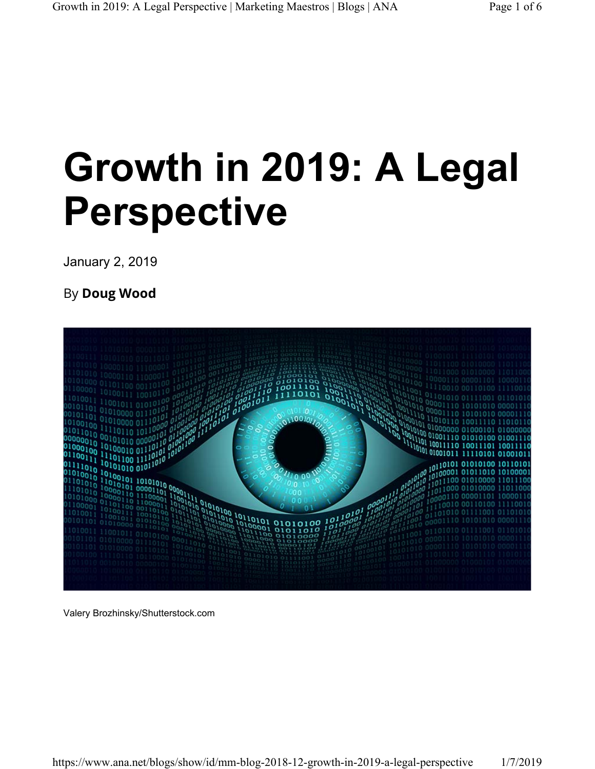# Growth in 2019: A Legal Perspective

January 2, 2019

By **Doug Wood**

Valery Brozhinsky/Shutterstock.com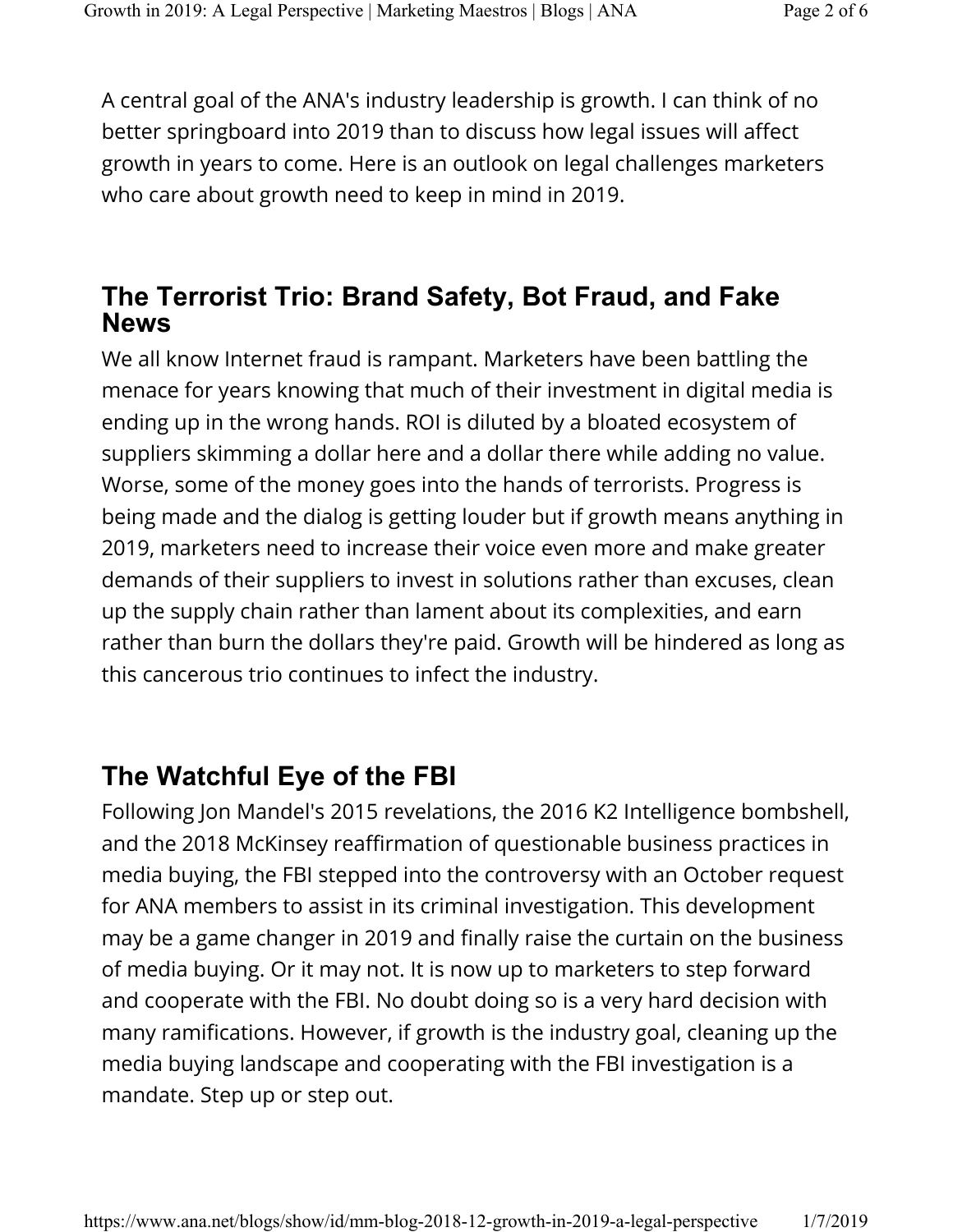A central goal of the ANA's industry leadership is growth. I can think of no better springboard into 2019 than to discuss how legal issues will affect growth in years to come. Here is an outlook on legal challenges marketers who care about growth need to keep in mind in 2019.

## The Terrorist Trio: Brand Safety, Bot Fraud, and Fake News

We all know Internet fraud is rampant. Marketers have been battling the menace for years knowing that much of their investment in digital media is ending up in the wrong hands. ROI is diluted by a bloated ecosystem of suppliers skimming a dollar here and a dollar there while adding no value. Worse, some of the money goes into the hands of terrorists. Progress is being made and the dialog is getting louder but if growth means anything in 2019, marketers need to increase their voice even more and make greater demands of their suppliers to invest in solutions rather than excuses, clean up the supply chain rather than lament about its complexities, and earn rather than burn the dollars they're paid. Growth will be hindered as long as this cancerous trio continues to infect the industry.

## The Watchful Eye of the FBI

Following Jon Mandel's 2015 revelations, the 2016 K2 Intelligence bombshell, and the 2018 McKinsey reaffirmation of questionable business practices in media buying, the FBI stepped into the controversy with an October request for ANA members to assist in its criminal investigation. This development may be a game changer in 2019 and finally raise the curtain on the business of media buying. Or it may not. It is now up to marketers to step forward and cooperate with the FBI. No doubt doing so is a very hard decision with many ramifications. However, if growth is the industry goal, cleaning up the media buying landscape and cooperating with the FBI investigation is a mandate. Step up or step out.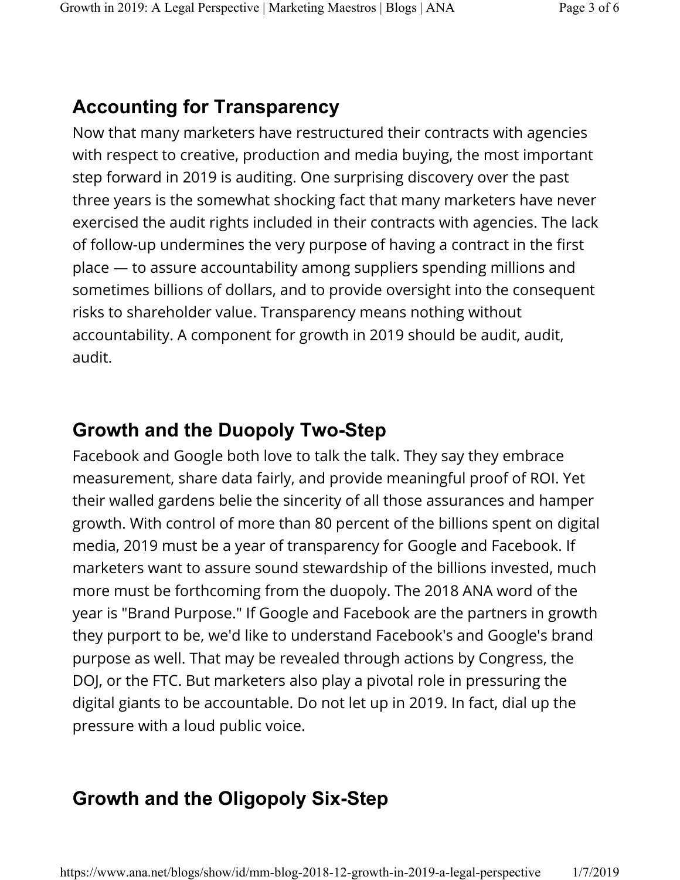## Accounting for Transparency

Now that many marketers have restructured their contracts with agencies with respect to creative, production and media buying, the most important step forward in 2019 is auditing. One surprising discovery over the past three years is the somewhat shocking fact that many marketers have never exercised the audit rights included in their contracts with agencies. The lack of follow-up undermines the very purpose of having a contract in the first place — to assure accountability among suppliers spending millions and sometimes billions of dollars, and to provide oversight into the consequent risks to shareholder value. Transparency means nothing without accountability. A component for growth in 2019 should be audit, audit, audit.

## Growth and the Duopoly Two-Step

Facebook and Google both love to talk the talk. They say they embrace measurement, share data fairly, and provide meaningful proof of ROI. Yet their walled gardens belie the sincerity of all those assurances and hamper growth. With control of more than 80 percent of the billions spent on digital media, 2019 must be a year of transparency for Google and Facebook. If marketers want to assure sound stewardship of the billions invested, much more must be forthcoming from the duopoly. The 2018 ANA word of the year is "Brand Purpose." If Google and Facebook are the partners in growth they purport to be, we'd like to understand Facebook's and Google's brand purpose as well. That may be revealed through actions by Congress, the DOJ, or the FTC. But marketers also play a pivotal role in pressuring the digital giants to be accountable. Do not let up in 2019. In fact, dial up the pressure with a loud public voice.

## Growth and the Oligopoly Six-Step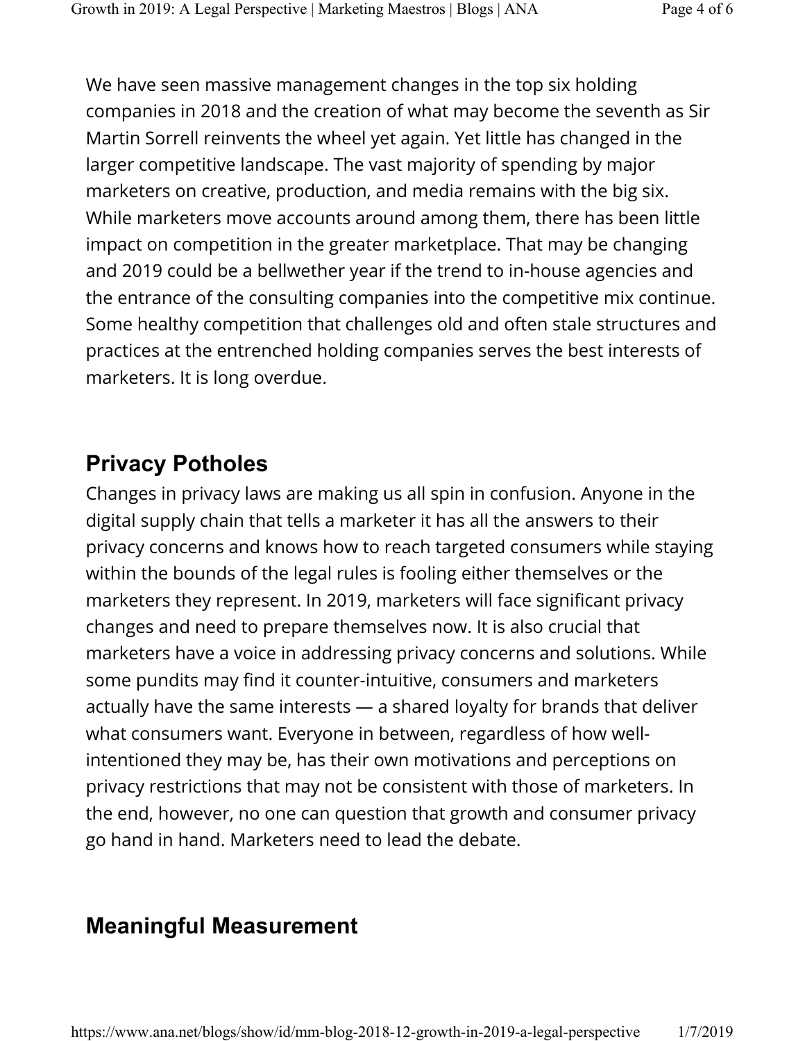We have seen massive management changes in the top six holding companies in 2018 and the creation of what may become the seventh as Sir Martin Sorrell reinvents the wheel yet again. Yet little has changed in the larger competitive landscape. The vast majority of spending by major marketers on creative, production, and media remains with the big six. While marketers move accounts around among them, there has been little impact on competition in the greater marketplace. That may be changing and 2019 could be a bellwether year if the trend to in-house agencies and the entrance of the consulting companies into the competitive mix continue. Some healthy competition that challenges old and often stale structures and practices at the entrenched holding companies serves the best interests of marketers. It is long overdue.

## Privacy Potholes

Changes in privacy laws are making us all spin in confusion. Anyone in the digital supply chain that tells a marketer it has all the answers to their privacy concerns and knows how to reach targeted consumers while staying within the bounds of the legal rules is fooling either themselves or the marketers they represent. In 2019, marketers will face significant privacy changes and need to prepare themselves now. It is also crucial that marketers have a voice in addressing privacy concerns and solutions. While some pundits may find it counter-intuitive, consumers and marketers actually have the same interests — a shared loyalty for brands that deliver what consumers want. Everyone in between, regardless of how well-intentioned they may be, has their own motivations and perceptions on privacy restrictions that may not be consistent with those of marketers. In the end, however, no one can question that growth and consumer privacy go hand in hand. Marketers need to lead the debate.

## Meaningful Measurement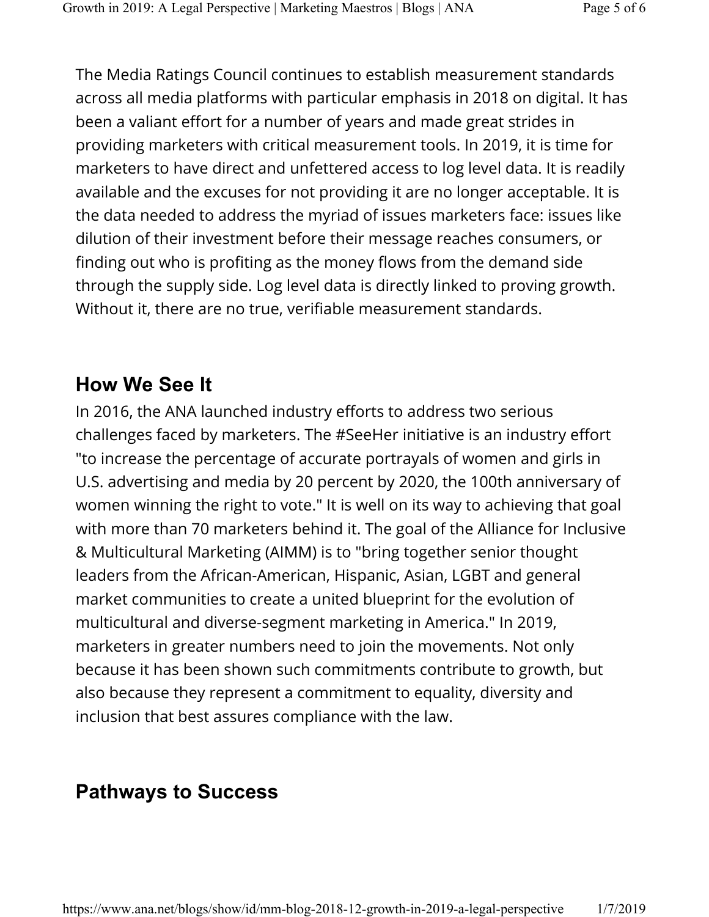The Media Ratings Council continues to establish measurement standards across all media platforms with particular emphasis in 2018 on digital. It has been a valiant effort for a number of years and made great strides in providing marketers with critical measurement tools. In 2019, it is time for marketers to have direct and unfettered access to log level data. It is readily available and the excuses for not providing it are no longer acceptable. It is the data needed to address the myriad of issues marketers face: issues like dilution of their investment before their message reaches consumers, or finding out who is profiting as the money flows from the demand side through the supply side. Log level data is directly linked to proving growth. Without it, there are no true, verifiable measurement standards.

## How We See It

In 2016, the ANA launched industry efforts to address two serious challenges faced by marketers. The #SeeHer initiative is an industry effort "to increase the percentage of accurate portrayals of women and girls in U.S. advertising and media by 20 percent by 2020, the 100th anniversary of women winning the right to vote." It is well on its way to achieving that goal with more than 70 marketers behind it. The goal of the Alliance for Inclusive & Multicultural Marketing (AIMM) is to "bring together senior thought leaders from the African-American, Hispanic, Asian, LGBT and general market communities to create a united blueprint for the evolution of multicultural and diverse-segment marketing in America." In 2019, marketers in greater numbers need to join the movements. Not only because it has been shown such commitments contribute to growth, but also because they represent a commitment to equality, diversity and inclusion that best assures compliance with the law.

## Pathways to Success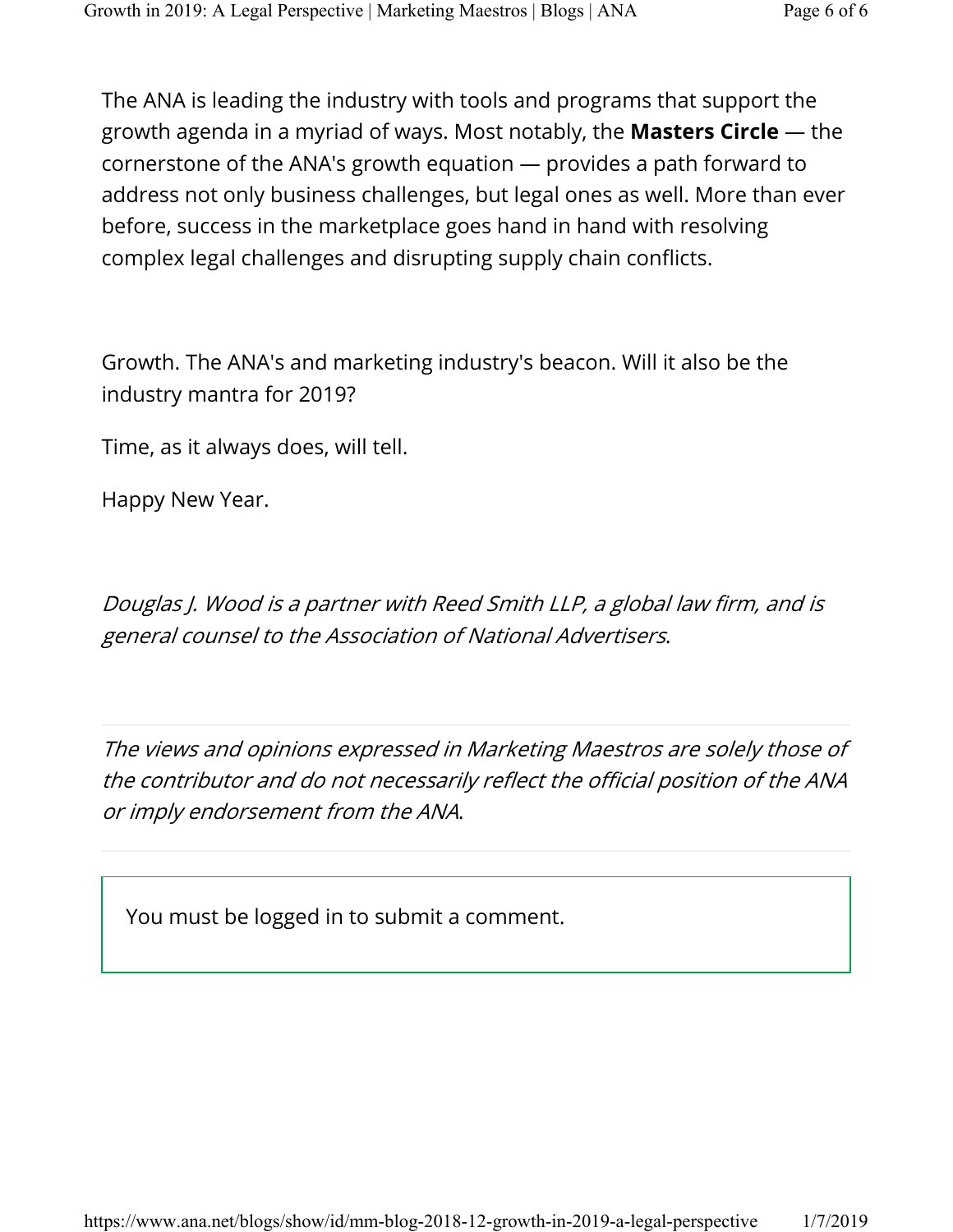The ANA is leading the industry with tools and programs that support the growth agenda in a myriad of ways. Most notably, the **Masters Circle** — the cornerstone of the ANA's growth equation — provides a path forward to address not only business challenges, but legal ones as well. More than ever before, success in the marketplace goes hand in hand with resolving complex legal challenges and disrupting supply chain conflicts.

Growth. The ANA's and marketing industry's beacon. Will it also be the industry mantra for 2019?

Time, as it always does, will tell.

Happy New Year.

*Douglas J. Wood is a partner with Reed Smith LLP, a global law firm, and is general counsel to the Association of National Advertisers.*

---

*The views and opinions expressed in Marketing Maestros are solely those of the contributor and do not necessarily reflect the official position of the ANA or imply endorsement from the ANA.*

---

You must be logged in to submit a comment.